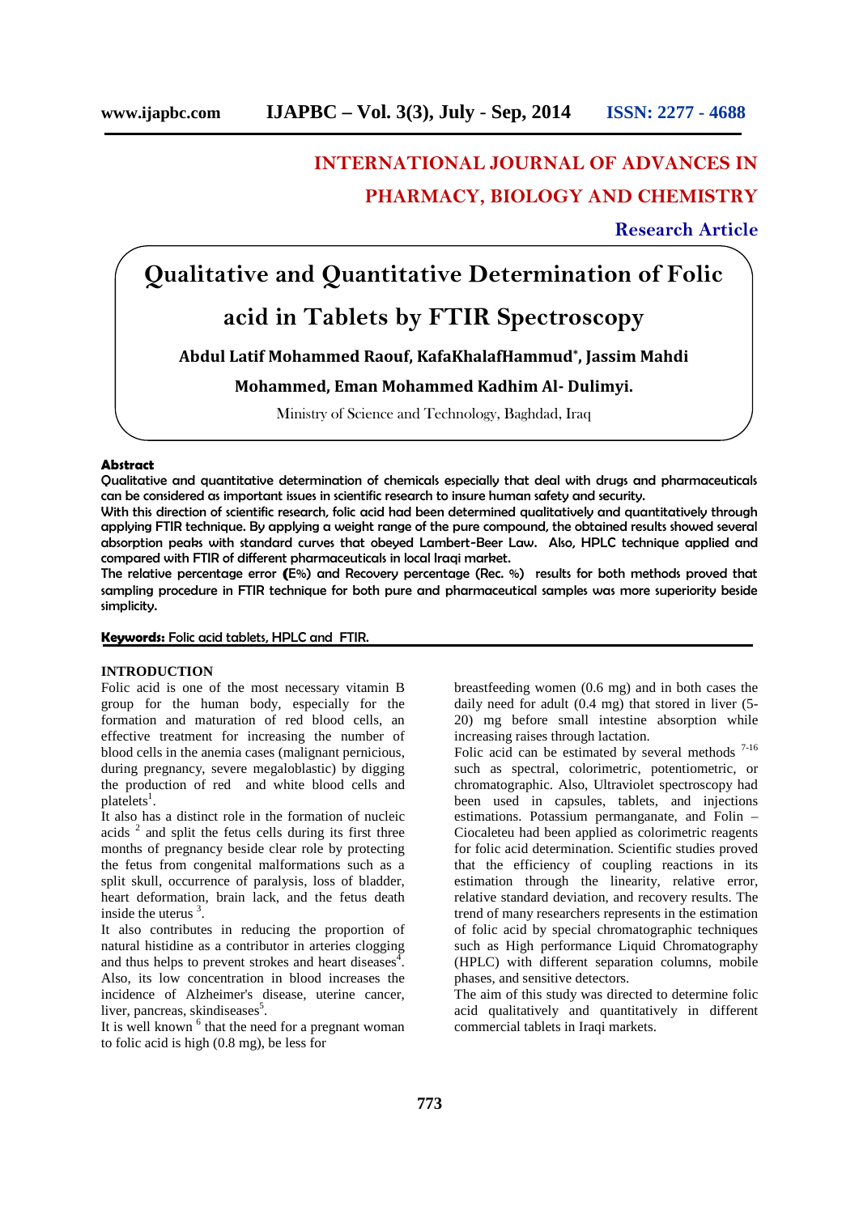# INTERNATIONAL JOURNAL OF ADVANCES IN PHARMACY, BIOLOGY AND CHEMISTRY

**Research Article**

# Qualitative and Quantitative Determination of Folic acid in Tablets by FTIR Spectroscopy

**Abdul Latif Mohammed Raouf, KafaKhalafHammud*, Jassim Mahdi Mohammed, Eman Mohammed Kadhim Al- Dulimyi.**

Ministry of Science and Technology, Baghdad, Iraq

## Abstract

Qualitative and quantitative determination of chemicals especially that deal with drugs and pharmaceuticals can be considered as important issues in scientific research to insure human safety and security.

With this direction of scientific research, folic acid had been determined qualitatively and quantitatively through applying FTIR technique. By applying a weight range of the pure compound, the obtained results showed several absorption peaks with standard curves that obeyed Lambert-Beer Law. Also, HPLC technique applied and compared with FTIR of different pharmaceuticals in local Iraqi market.

The relative percentage error (E%) and Recovery percentage (Rec. %) results for both methods proved that sampling procedure in FTIR technique for both pure and pharmaceutical samples was more superiority beside simplicity.

**Keywords:** Folic acid tablets, HPLC and FTIR.

## INTRODUCTION

Folic acid is one of the most necessary vitamin B group for the human body, especially for the formation and maturation of red blood cells, an effective treatment for increasing the number of blood cells in the anemia cases (malignant pernicious, during pregnancy, severe megaloblastic) by digging the production of red and white blood cells and platelets[1].

It also has a distinct role in the formation of nucleic acids [2] and split the fetus cells during its first three months of pregnancy beside clear role by protecting the fetus from congenital malformations such as a split skull, occurrence of paralysis, loss of bladder, heart deformation, brain lack, and the fetus death inside the uterus [3].

It also contributes in reducing the proportion of natural histidine as a contributor in arteries clogging and thus helps to prevent strokes and heart diseases[4]. Also, its low concentration in blood increases the incidence of Alzheimer's disease, uterine cancer, liver, pancreas, skindiseases[5].

It is well known [6] that the need for a pregnant woman to folic acid is high (0.8 mg), be less for breastfeeding women (0.6 mg) and in both cases the daily need for adult (0.4 mg) that stored in liver (5-20) mg before small intestine absorption while increasing raises through lactation.

Folic acid can be estimated by several methods [7-16] such as spectral, colorimetric, potentiometric, or chromatographic. Also, Ultraviolet spectroscopy had been used in capsules, tablets, and injections estimations. Potassium permanganate, and Folin – Ciocaleteu had been applied as colorimetric reagents for folic acid determination. Scientific studies proved that the efficiency of coupling reactions in its estimation through the linearity, relative error, relative standard deviation, and recovery results. The trend of many researchers represents in the estimation of folic acid by special chromatographic techniques such as High performance Liquid Chromatography (HPLC) with different separation columns, mobile phases, and sensitive detectors.

The aim of this study was directed to determine folic acid qualitatively and quantitatively in different commercial tablets in Iraqi markets.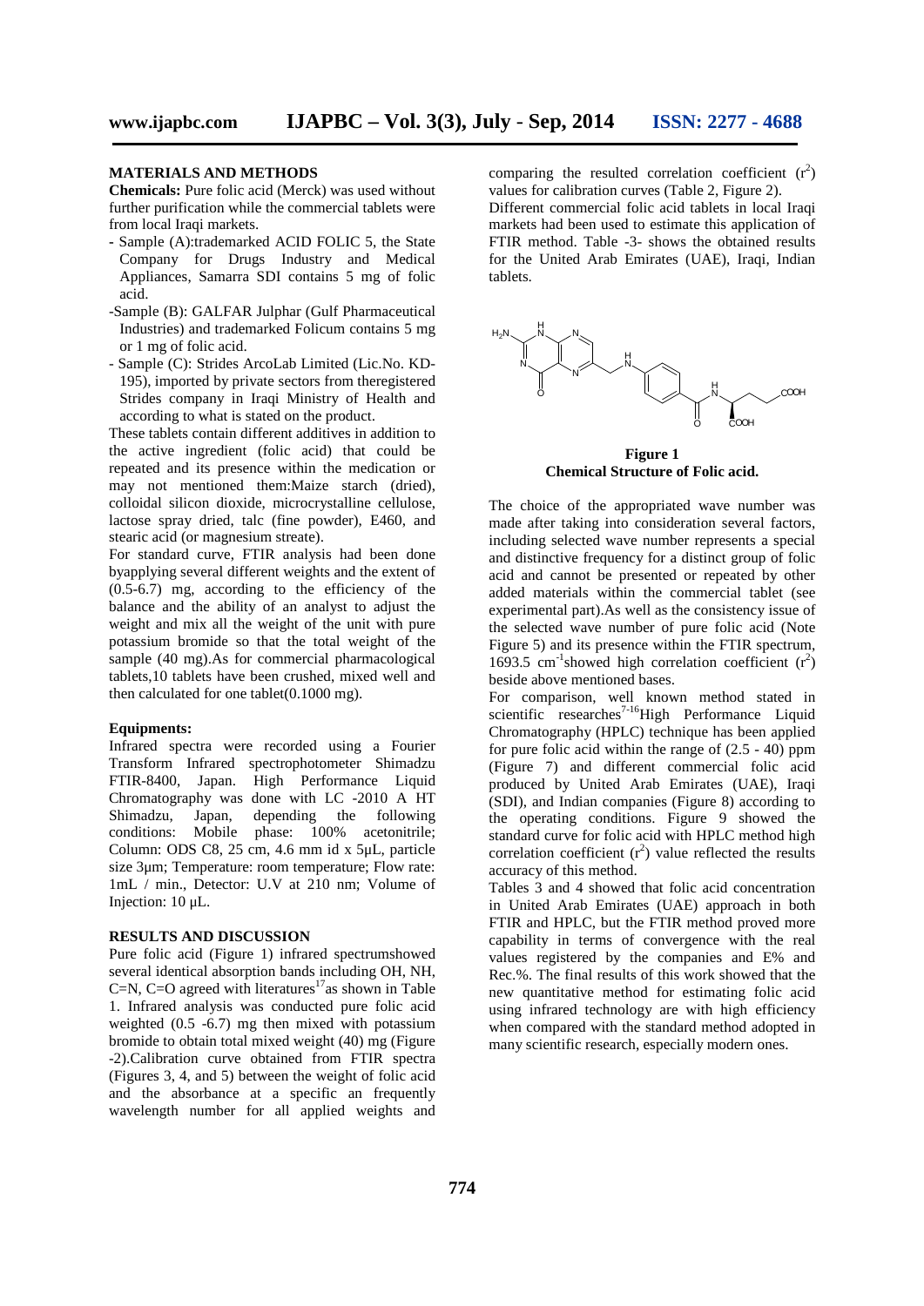## MATERIALS AND METHODS

**Chemicals:** Pure folic acid (Merck) was used without further purification while the commercial tablets were from local Iraqi markets.

- Sample (A):trademarked ACID FOLIC 5, the State Company for Drugs Industry and Medical Appliances, Samarra SDI contains 5 mg of folic acid.
- Sample (B): GALFAR Julphar (Gulf Pharmaceutical Industries) and trademarked Folicum contains 5 mg or 1 mg of folic acid.
- Sample (C): Strides ArcoLab Limited (Lic.No. KD-195), imported by private sectors from theregistered Strides company in Iraqi Ministry of Health and according to what is stated on the product.

These tablets contain different additives in addition to the active ingredient (folic acid) that could be repeated and its presence within the medication or may not mentioned them:Maize starch (dried), colloidal silicon dioxide, microcrystalline cellulose, lactose spray dried, talc (fine powder), E460, and stearic acid (or magnesium streate).

For standard curve, FTIR analysis had been done byapplying several different weights and the extent of (0.5-6.7) mg, according to the efficiency of the balance and the ability of an analyst to adjust the weight and mix all the weight of the unit with pure potassium bromide so that the total weight of the sample (40 mg).As for commercial pharmacological tablets,10 tablets have been crushed, mixed well and then calculated for one tablet(0.1000 mg).

### Equipments:

Infrared spectra were recorded using a Fourier Transform Infrared spectrophotometer Shimadzu FTIR-8400, Japan. High Performance Liquid Chromatography was done with LC -2010 A HT Shimadzu, Japan, depending the following conditions: Mobile phase: 100% acetonitrile; Column: ODS C8, 25 cm, 4.6 mm id x 5μL, particle size 3μm; Temperature: room temperature; Flow rate: 1mL / min., Detector: U.V at 210 nm; Volume of Injection: 10 μL.

## RESULTS AND DISCUSSION

Pure folic acid (Figure 1) infrared spectrumshowed several identical absorption bands including OH, NH, C=N, C=O agreed with literatures[17]as shown in Table 1. Infrared analysis was conducted pure folic acid weighted (0.5 -6.7) mg then mixed with potassium bromide to obtain total mixed weight (40) mg (Figure -2).Calibration curve obtained from FTIR spectra (Figures 3, 4, and 5) between the weight of folic acid and the absorbance at a specific an frequently wavelength number for all applied weights and comparing the resulted correlation coefficient ($r^2$) values for calibration curves (Table 2, Figure 2).

Different commercial folic acid tablets in local Iraqi markets had been used to estimate this application of FTIR method. Table -3- shows the obtained results for the United Arab Emirates (UAE), Iraqi, Indian tablets.

**Figure 1**
**Chemical Structure of Folic acid.**

The choice of the appropriated wave number was made after taking into consideration several factors, including selected wave number represents a special and distinctive frequency for a distinct group of folic acid and cannot be presented or repeated by other added materials within the commercial tablet (see experimental part).As well as the consistency issue of the selected wave number of pure folic acid (Note Figure 5) and its presence within the FTIR spectrum, 1693.5 $cm^{-1}$showed high correlation coefficient ($r^2$) beside above mentioned bases.

For comparison, well known method stated in scientific researches[7-16]High Performance Liquid Chromatography (HPLC) technique has been applied for pure folic acid within the range of (2.5 - 40) ppm (Figure 7) and different commercial folic acid produced by United Arab Emirates (UAE), Iraqi (SDI), and Indian companies (Figure 8) according to the operating conditions. Figure 9 showed the standard curve for folic acid with HPLC method high correlation coefficient ($r^2$) value reflected the results accuracy of this method.

Tables 3 and 4 showed that folic acid concentration in United Arab Emirates (UAE) approach in both FTIR and HPLC, but the FTIR method proved more capability in terms of convergence with the real values registered by the companies and E% and Rec.%. The final results of this work showed that the new quantitative method for estimating folic acid using infrared technology are with high efficiency when compared with the standard method adopted in many scientific research, especially modern ones.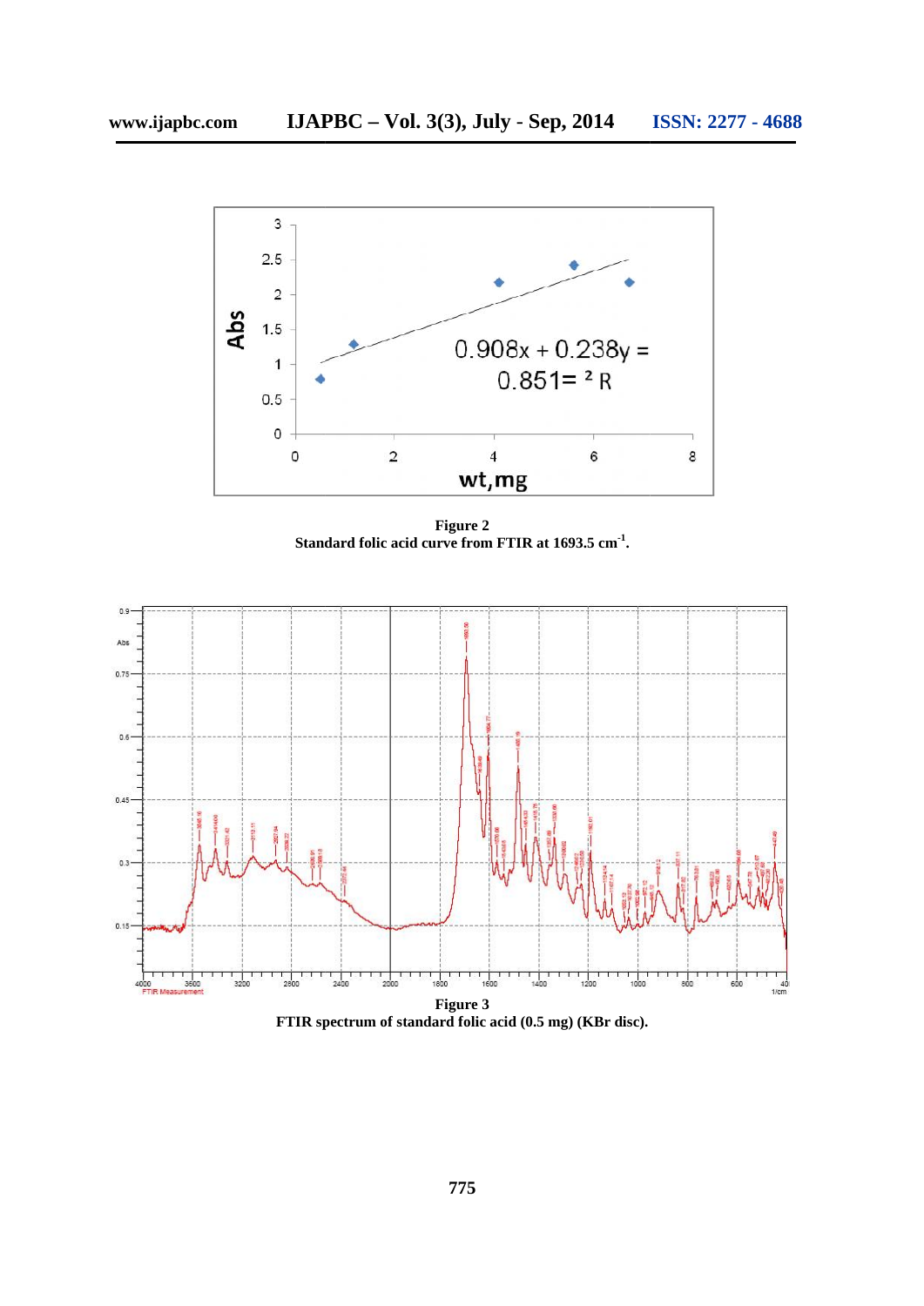**Figure 2**
**Standard folic acid curve from FTIR at 1693.5 cm$^{-1}$.**

**Figure 3**
**FTIR spectrum of standard folic acid (0.5 mg) (KBr disc).**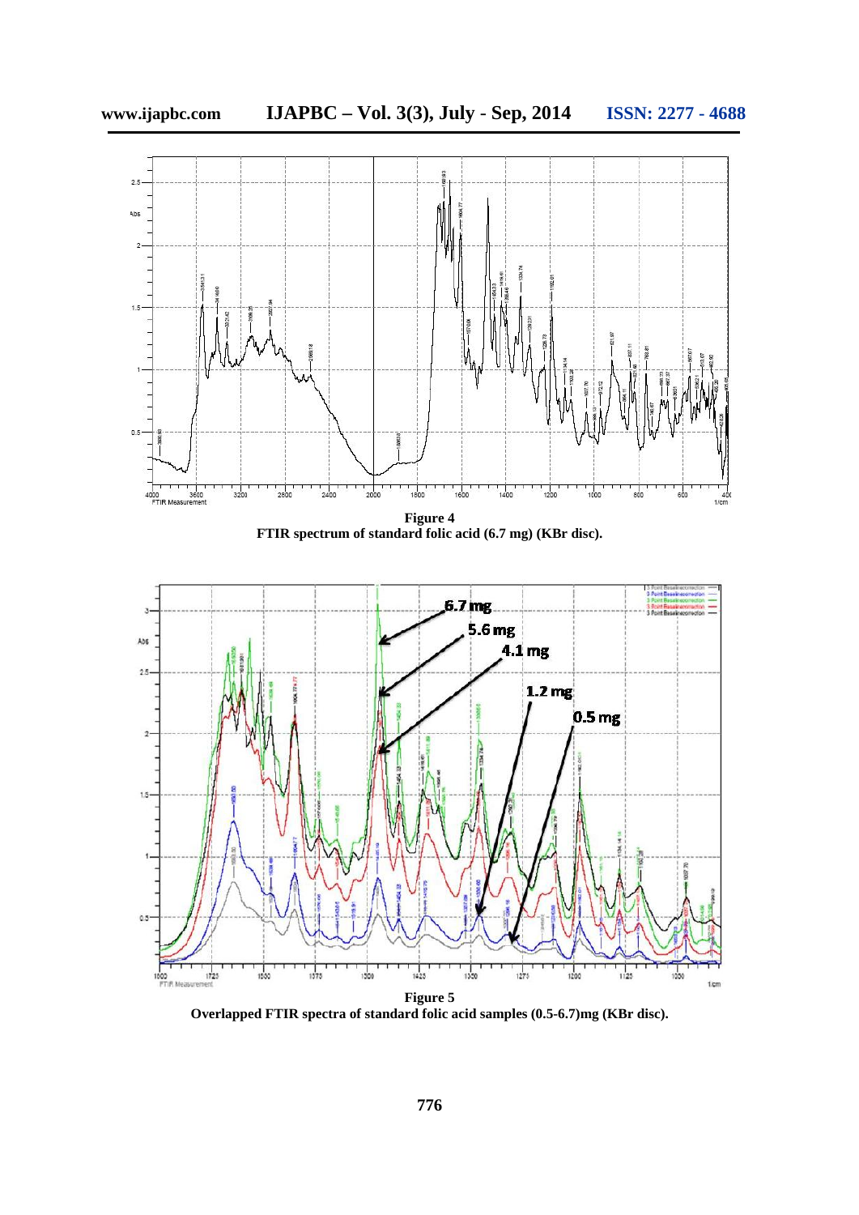**Figure 4**
**FTIR spectrum of standard folic acid (6.7 mg) (KBr disc).**

**Figure 5**
**Overlapped FTIR spectra of standard folic acid samples (0.5-6.7)mg (KBr disc).**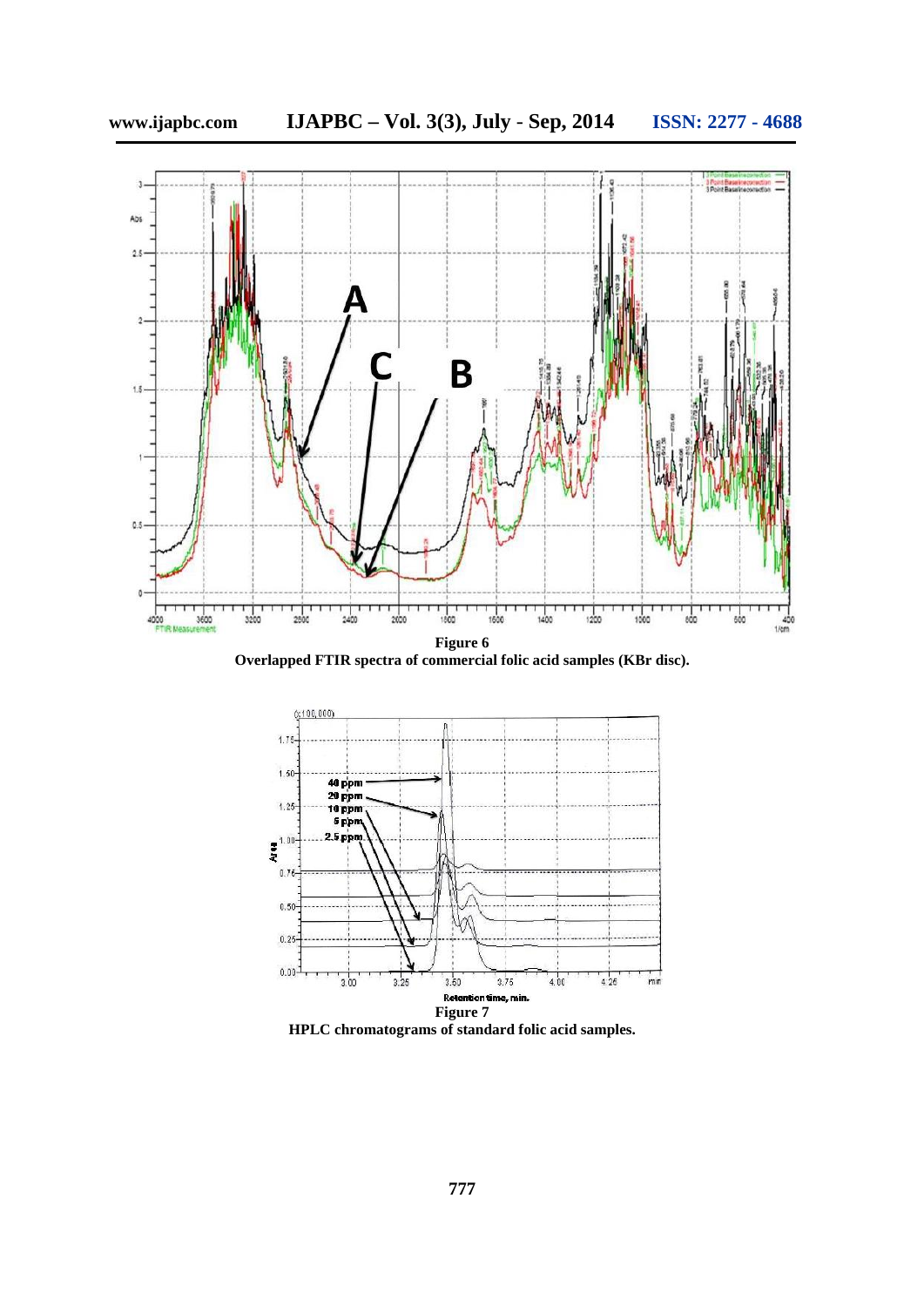**Figure 6**
**Overlapped FTIR spectra of commercial folic acid samples (KBr disc).**

**Figure 7**
**HPLC chromatograms of standard folic acid samples.**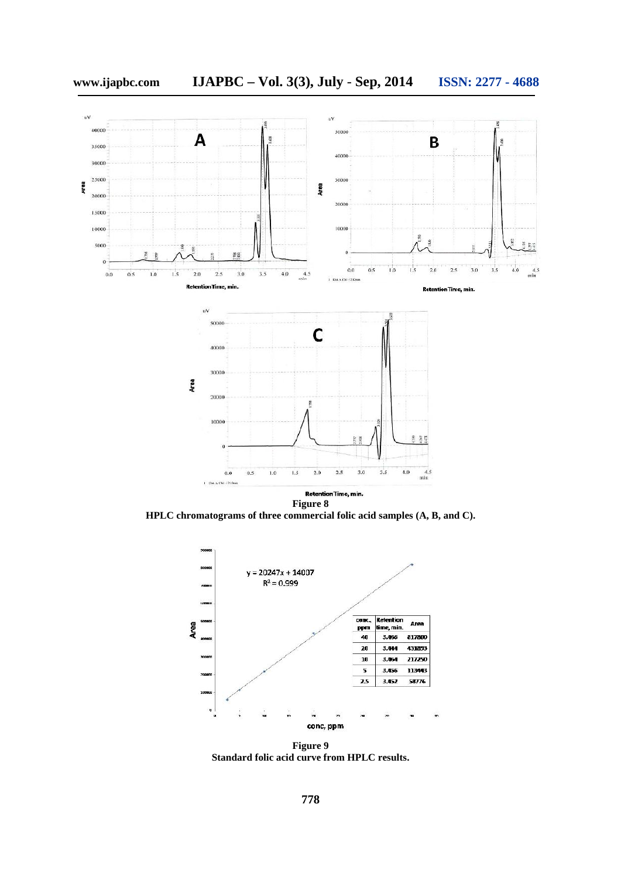**Figure 8**

**HPLC chromatograms of three commercial folic acid samples (A, B, and C).**

$y = 20247x + 14007$

$R^2 = 0.999$

| conc., ppm | Retention time, min. | Area |
|---|---|---|
| 40 | 3.466 | 817800 |
| 20 | 3.444 | 431893 |
| 10 | 3.464 | 217250 |
| 5 | 3.456 | 113443 |
| 2.5 | 3.452 | 58776 |

**Figure 9**

**Standard folic acid curve from HPLC results.**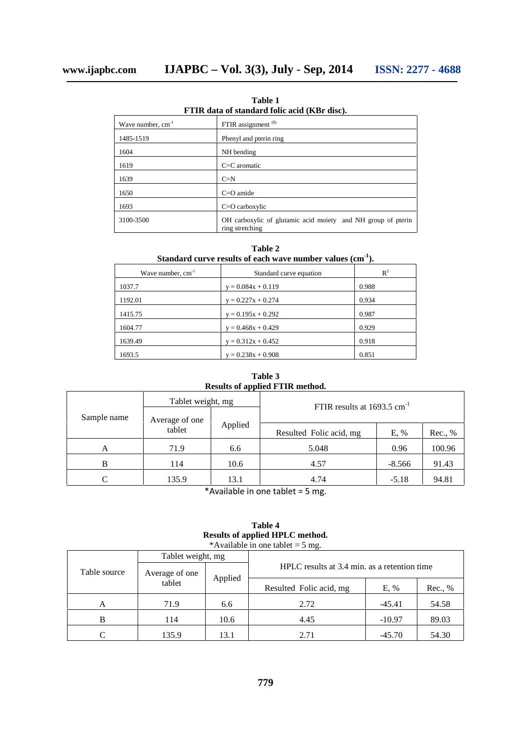**Table 1**
**FTIR data of standard folic acid (KBr disc).**

| Wave number, $cm^{-1}$ | FTIR assignment [8] |
|---|---|
| 1485-1519 | Phenyl and pterin ring |
| 1604 | NH bending |
| 1619 | C=C aromatic |
| 1639 | C=N |
| 1650 | C=O amide |
| 1693 | C=O carboxylic |
| 3100-3500 | OH carboxylic of glutamic acid moiety and NH group of pterin ring stretching |

**Table 2**
**Standard curve results of each wave number values ($cm^{-1}$).**

| Wave number, $cm^{-1}$ | Standard curve equation | $R^2$ |
|---|---|---|
| 1037.7 | $y = 0.084x + 0.119$ | 0.988 |
| 1192.01 | $y = 0.227x + 0.274$ | 0.934 |
| 1415.75 | $y = 0.195x + 0.292$ | 0.987 |
| 1604.77 | $y = 0.468x + 0.429$ | 0.929 |
| 1639.49 | $y = 0.312x + 0.452$ | 0.918 |
| 1693.5 | $y = 0.238x + 0.908$ | 0.851 |

**Table 3**
**Results of applied FTIR method.**

| Sample name | Tablet weight, mg | | FTIR results at 1693.5 $cm^{-1}$ | | |
|---|---|---|---|---|---|
| | Average of one tablet | Applied | Resulted Folic acid, mg | E, % | Rec., % |
| A | 71.9 | 6.6 | 5.048 | 0.96 | 100.96 |
| B | 114 | 10.6 | 4.57 | -8.566 | 91.43 |
| C | 135.9 | 13.1 | 4.74 | -5.18 | 94.81 |

*Available in one tablet = 5 mg.

**Table 4**
**Results of applied HPLC method.**
*Available in one tablet = 5 mg.

| Table source | Tablet weight, mg | | HPLC results at 3.4 min. as a retention time | | |
|---|---|---|---|---|---|
| | Average of one tablet | Applied | Resulted Folic acid, mg | E, % | Rec., % |
| A | 71.9 | 6.6 | 2.72 | -45.41 | 54.58 |
| B | 114 | 10.6 | 4.45 | -10.97 | 89.03 |
| C | 135.9 | 13.1 | 2.71 | -45.70 | 54.30 |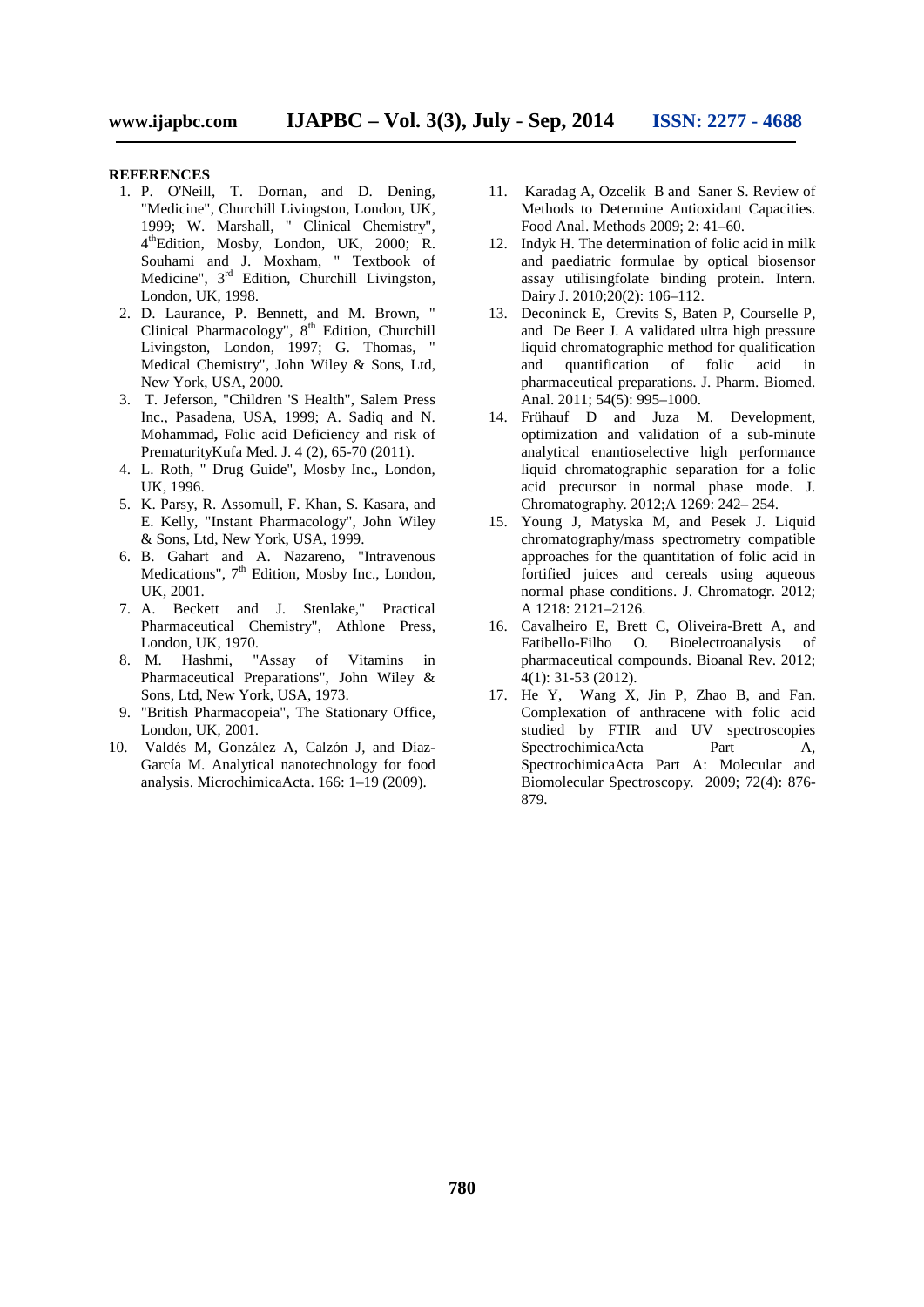## REFERENCES

1. P. O'Neill, T. Dornan, and D. Dening, "Medicine", Churchill Livingston, London, UK, 1999; W. Marshall, " Clinical Chemistry", 4thEdition, Mosby, London, UK, 2000; R. Souhami and J. Moxham, " Textbook of Medicine", 3rd Edition, Churchill Livingston, London, UK, 1998.
2. D. Laurance, P. Bennett, and M. Brown, " Clinical Pharmacology", 8th Edition, Churchill Livingston, London, 1997; G. Thomas, " Medical Chemistry", John Wiley & Sons, Ltd, New York, USA, 2000.
3. T. Jeferson, "Children 'S Health", Salem Press Inc., Pasadena, USA, 1999; A. Sadiq and N. Mohammad**,** Folic acid Deficiency and risk of PrematurityKufa Med. J. 4 (2), 65-70 (2011).
4. L. Roth, " Drug Guide", Mosby Inc., London, UK, 1996.
5. K. Parsy, R. Assomull, F. Khan, S. Kasara, and E. Kelly, "Instant Pharmacology", John Wiley & Sons, Ltd, New York, USA, 1999.
6. B. Gahart and A. Nazareno, "Intravenous Medications", 7th Edition, Mosby Inc., London, UK, 2001.
7. A. Beckett and J. Stenlake," Practical Pharmaceutical Chemistry", Athlone Press, London, UK, 1970.
8. M. Hashmi, "Assay of Vitamins in Pharmaceutical Preparations", John Wiley & Sons, Ltd, New York, USA, 1973.
9. "British Pharmacopeia", The Stationary Office, London, UK, 2001.
10. Valdés M, González A, Calzón J, and Díaz-García M. Analytical nanotechnology for food analysis. MicrochimicaActa. 166: 1–19 (2009).
11. Karadag A, Ozcelik B and Saner S. Review of Methods to Determine Antioxidant Capacities. Food Anal. Methods 2009; 2: 41–60.
12. Indyk H. The determination of folic acid in milk and paediatric formulae by optical biosensor assay utilisingfolate binding protein. Intern. Dairy J. 2010;20(2): 106–112.
13. Deconinck E, Crevits S, Baten P, Courselle P, and De Beer J. A validated ultra high pressure liquid chromatographic method for qualification and quantification of folic acid in pharmaceutical preparations. J. Pharm. Biomed. Anal. 2011; 54(5): 995–1000.
14. Frühauf D and Juza M. Development, optimization and validation of a sub-minute analytical enantioselective high performance liquid chromatographic separation for a folic acid precursor in normal phase mode. J. Chromatography. 2012;A 1269: 242– 254.
15. Young J, Matyska M, and Pesek J. Liquid chromatography/mass spectrometry compatible approaches for the quantitation of folic acid in fortified juices and cereals using aqueous normal phase conditions. J. Chromatogr. 2012; A 1218: 2121–2126.
16. Cavalheiro E, Brett C, Oliveira-Brett A, and Fatibello-Filho O. Bioelectroanalysis of pharmaceutical compounds. Bioanal Rev. 2012; 4(1): 31-53 (2012).
17. He Y, Wang X, Jin P, Zhao B, and Fan. Complexation of anthracene with folic acid studied by FTIR and UV spectroscopies SpectrochimicaActa Part A, SpectrochimicaActa Part A: Molecular and Biomolecular Spectroscopy. 2009; 72(4): 876-879.